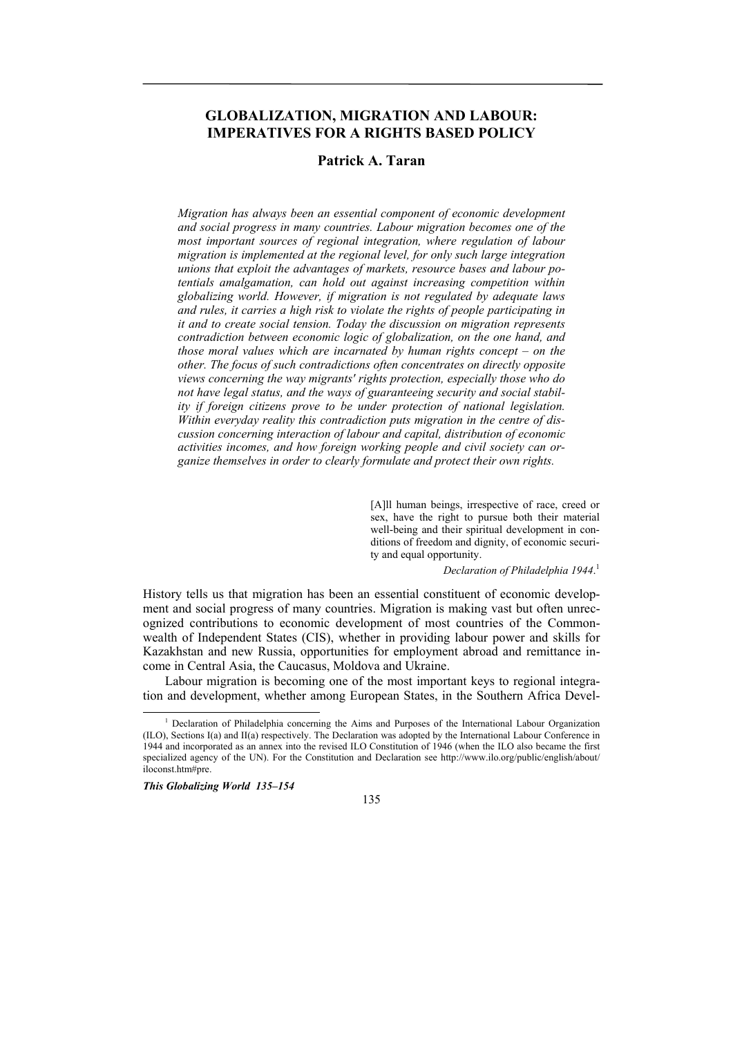# GLOBALIZATION, MIGRATION AND LABOUR: IMPERATIVES FOR A RIGHTS BASED POLICY

## Patrick A. Taran

*Migration has always been an essential component of economic development and social progress in many countries. Labour migration becomes one of the most important sources of regional integration, where regulation of labour migration is implemented at the regional level, for only such large integration unions that exploit the advantages of markets, resource bases and labour potentials amalgamation, can hold out against increasing competition within globalizing world. However, if migration is not regulated by adequate laws and rules, it carries a high risk to violate the rights of people participating in it and to create social tension. Today the discussion on migration represents contradiction between economic logic of globalization, on the one hand, and those moral values which are incarnated by human rights concept – on the other. The focus of such contradictions often concentrates on directly opposite views concerning the way migrants' rights protection, especially those who do not have legal status, and the ways of guaranteeing security and social stability if foreign citizens prove to be under protection of national legislation. Within everyday reality this contradiction puts migration in the centre of discussion concerning interaction of labour and capital, distribution of economic activities incomes, and how foreign working people and civil society can organize themselves in order to clearly formulate and protect their own rights.*

> [A]ll human beings, irrespective of race, creed or sex, have the right to pursue both their material well-being and their spiritual development in conditions of freedom and dignity, of economic security and equal opportunity.
>
> *Declaration of Philadelphia 1944.*[1]

History tells us that migration has been an essential constituent of economic development and social progress of many countries. Migration is making vast but often unrecognized contributions to economic development of most countries of the Commonwealth of Independent States (CIS), whether in providing labour power and skills for Kazakhstan and new Russia, opportunities for employment abroad and remittance income in Central Asia, the Caucasus, Moldova and Ukraine.

Labour migration is becoming one of the most important keys to regional integration and development, whether among European States, in the Southern Africa Devel-

[1] Declaration of Philadelphia concerning the Aims and Purposes of the International Labour Organization (ILO), Sections I(a) and II(a) respectively. The Declaration was adopted by the International Labour Conference in 1944 and incorporated as an annex into the revised ILO Constitution of 1946 (when the ILO also became the first specialized agency of the UN). For the Constitution and Declaration see http://www.ilo.org/public/english/about/iloconst.htm#pre.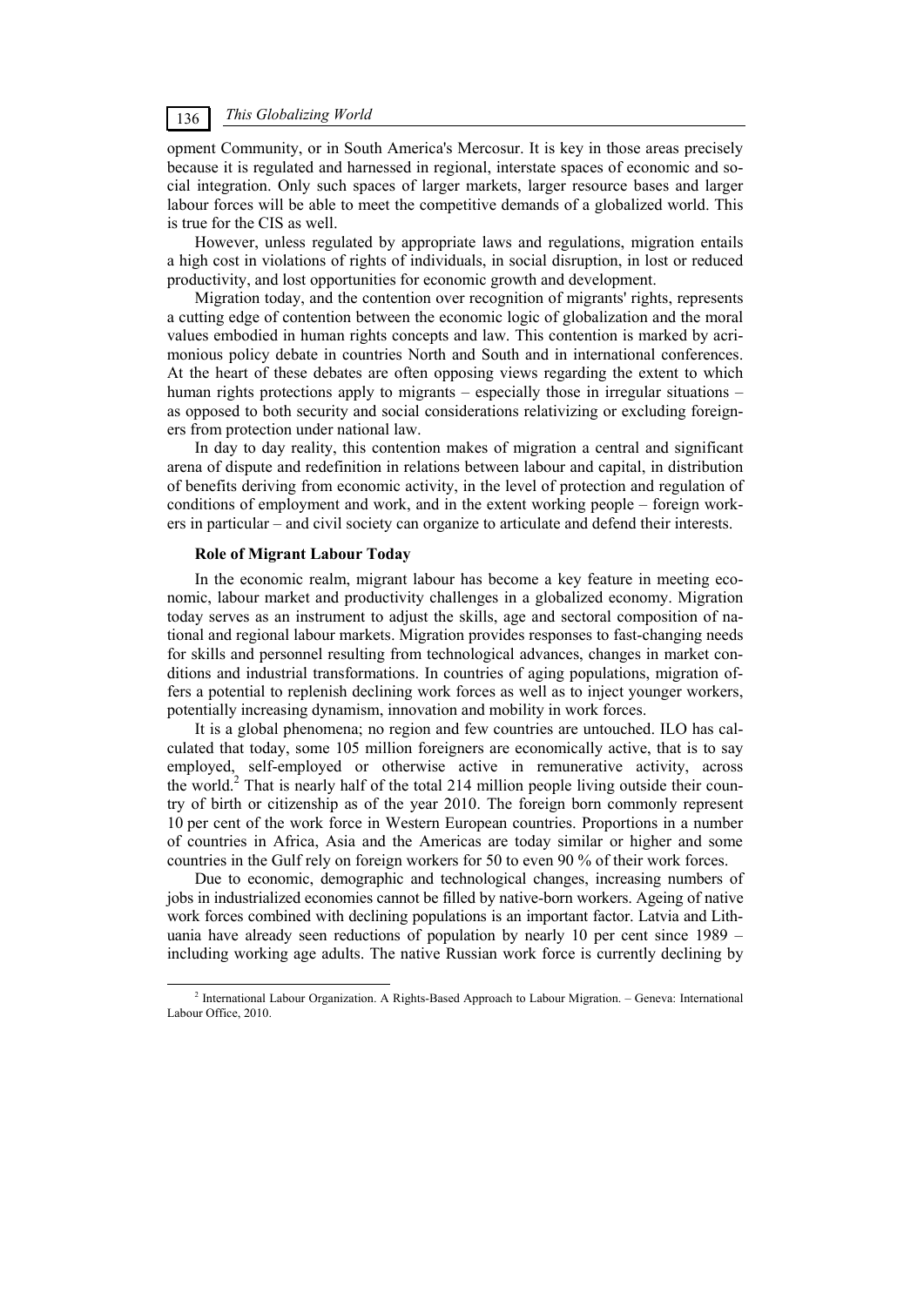opment Community, or in South America's Mercosur. It is key in those areas precisely because it is regulated and harnessed in regional, interstate spaces of economic and social integration. Only such spaces of larger markets, larger resource bases and larger labour forces will be able to meet the competitive demands of a globalized world. This is true for the CIS as well.

However, unless regulated by appropriate laws and regulations, migration entails a high cost in violations of rights of individuals, in social disruption, in lost or reduced productivity, and lost opportunities for economic growth and development.

Migration today, and the contention over recognition of migrants' rights, represents a cutting edge of contention between the economic logic of globalization and the moral values embodied in human rights concepts and law. This contention is marked by acrimonious policy debate in countries North and South and in international conferences. At the heart of these debates are often opposing views regarding the extent to which human rights protections apply to migrants – especially those in irregular situations – as opposed to both security and social considerations relativizing or excluding foreigners from protection under national law.

In day to day reality, this contention makes of migration a central and significant arena of dispute and redefinition in relations between labour and capital, in distribution of benefits deriving from economic activity, in the level of protection and regulation of conditions of employment and work, and in the extent working people – foreign workers in particular – and civil society can organize to articulate and defend their interests.

**Role of Migrant Labour Today**

In the economic realm, migrant labour has become a key feature in meeting economic, labour market and productivity challenges in a globalized economy. Migration today serves as an instrument to adjust the skills, age and sectoral composition of national and regional labour markets. Migration provides responses to fast-changing needs for skills and personnel resulting from technological advances, changes in market conditions and industrial transformations. In countries of aging populations, migration offers a potential to replenish declining work forces as well as to inject younger workers, potentially increasing dynamism, innovation and mobility in work forces.

It is a global phenomena; no region and few countries are untouched. ILO has calculated that today, some 105 million foreigners are economically active, that is to say employed, self-employed or otherwise active in remunerative activity, across the world.[2] That is nearly half of the total 214 million people living outside their country of birth or citizenship as of the year 2010. The foreign born commonly represent 10 per cent of the work force in Western European countries. Proportions in a number of countries in Africa, Asia and the Americas are today similar or higher and some countries in the Gulf rely on foreign workers for 50 to even 90 % of their work forces.

Due to economic, demographic and technological changes, increasing numbers of jobs in industrialized economies cannot be filled by native-born workers. Ageing of native work forces combined with declining populations is an important factor. Latvia and Lithuania have already seen reductions of population by nearly 10 per cent since 1989 – including working age adults. The native Russian work force is currently declining by

[2] International Labour Organization. A Rights-Based Approach to Labour Migration. – Geneva: International Labour Office, 2010.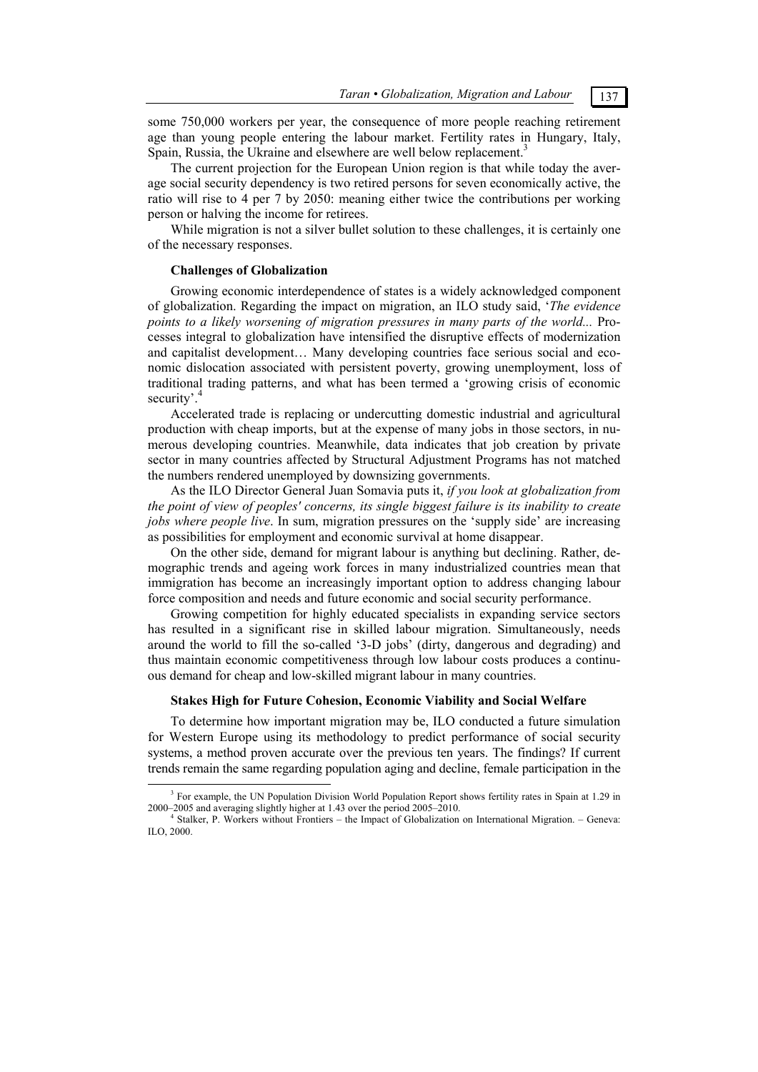some 750,000 workers per year, the consequence of more people reaching retirement age than young people entering the labour market. Fertility rates in Hungary, Italy, Spain, Russia, the Ukraine and elsewhere are well below replacement.[3]

The current projection for the European Union region is that while today the average social security dependency is two retired persons for seven economically active, the ratio will rise to 4 per 7 by 2050: meaning either twice the contributions per working person or halving the income for retirees.

While migration is not a silver bullet solution to these challenges, it is certainly one of the necessary responses.

**Challenges of Globalization**

Growing economic interdependence of states is a widely acknowledged component of globalization. Regarding the impact on migration, an ILO study said, '*The evidence points to a likely worsening of migration pressures in many parts of the world...* Processes integral to globalization have intensified the disruptive effects of modernization and capitalist development… Many developing countries face serious social and economic dislocation associated with persistent poverty, growing unemployment, loss of traditional trading patterns, and what has been termed a 'growing crisis of economic security'.[4]

Accelerated trade is replacing or undercutting domestic industrial and agricultural production with cheap imports, but at the expense of many jobs in those sectors, in numerous developing countries. Meanwhile, data indicates that job creation by private sector in many countries affected by Structural Adjustment Programs has not matched the numbers rendered unemployed by downsizing governments.

As the ILO Director General Juan Somavia puts it, *if you look at globalization from the point of view of peoples' concerns, its single biggest failure is its inability to create jobs where people live*. In sum, migration pressures on the 'supply side' are increasing as possibilities for employment and economic survival at home disappear.

On the other side, demand for migrant labour is anything but declining. Rather, demographic trends and ageing work forces in many industrialized countries mean that immigration has become an increasingly important option to address changing labour force composition and needs and future economic and social security performance.

Growing competition for highly educated specialists in expanding service sectors has resulted in a significant rise in skilled labour migration. Simultaneously, needs around the world to fill the so-called '3-D jobs' (dirty, dangerous and degrading) and thus maintain economic competitiveness through low labour costs produces a continuous demand for cheap and low-skilled migrant labour in many countries.

**Stakes High for Future Cohesion, Economic Viability and Social Welfare**

To determine how important migration may be, ILO conducted a future simulation for Western Europe using its methodology to predict performance of social security systems, a method proven accurate over the previous ten years. The findings? If current trends remain the same regarding population aging and decline, female participation in the

---

[3] For example, the UN Population Division World Population Report shows fertility rates in Spain at 1.29 in 2000–2005 and averaging slightly higher at 1.43 over the period 2005–2010.

[4] Stalker, P. Workers without Frontiers – the Impact of Globalization on International Migration. – Geneva: ILO, 2000.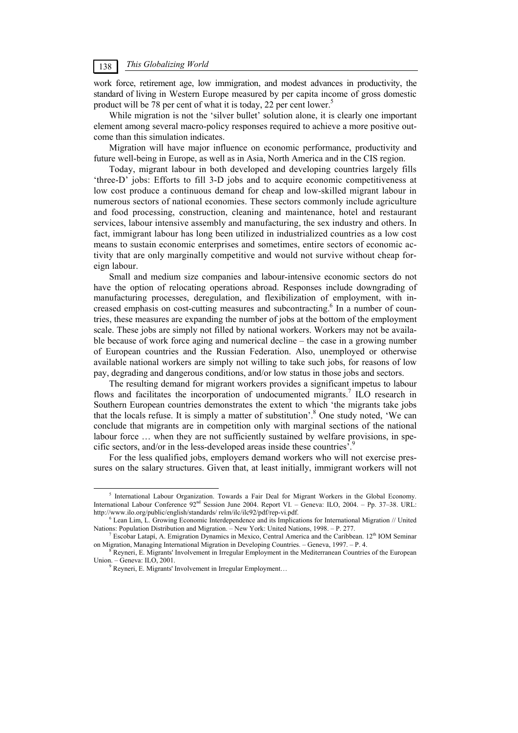work force, retirement age, low immigration, and modest advances in productivity, the standard of living in Western Europe measured by per capita income of gross domestic product will be 78 per cent of what it is today, 22 per cent lower.[5]

While migration is not the 'silver bullet' solution alone, it is clearly one important element among several macro-policy responses required to achieve a more positive outcome than this simulation indicates.

Migration will have major influence on economic performance, productivity and future well-being in Europe, as well as in Asia, North America and in the CIS region.

Today, migrant labour in both developed and developing countries largely fills 'three-D' jobs: Efforts to fill 3-D jobs and to acquire economic competitiveness at low cost produce a continuous demand for cheap and low-skilled migrant labour in numerous sectors of national economies. These sectors commonly include agriculture and food processing, construction, cleaning and maintenance, hotel and restaurant services, labour intensive assembly and manufacturing, the sex industry and others. In fact, immigrant labour has long been utilized in industrialized countries as a low cost means to sustain economic enterprises and sometimes, entire sectors of economic activity that are only marginally competitive and would not survive without cheap foreign labour.

Small and medium size companies and labour-intensive economic sectors do not have the option of relocating operations abroad. Responses include downgrading of manufacturing processes, deregulation, and flexibilization of employment, with increased emphasis on cost-cutting measures and subcontracting.[6] In a number of countries, these measures are expanding the number of jobs at the bottom of the employment scale. These jobs are simply not filled by national workers. Workers may not be available because of work force aging and numerical decline – the case in a growing number of European countries and the Russian Federation. Also, unemployed or otherwise available national workers are simply not willing to take such jobs, for reasons of low pay, degrading and dangerous conditions, and/or low status in those jobs and sectors.

The resulting demand for migrant workers provides a significant impetus to labour flows and facilitates the incorporation of undocumented migrants.[7] ILO research in Southern European countries demonstrates the extent to which 'the migrants take jobs that the locals refuse. It is simply a matter of substitution'.[8] One study noted, 'We can conclude that migrants are in competition only with marginal sections of the national labour force … when they are not sufficiently sustained by welfare provisions, in specific sectors, and/or in the less-developed areas inside these countries'.[9]

For the less qualified jobs, employers demand workers who will not exercise pressures on the salary structures. Given that, at least initially, immigrant workers will not

---

[5] International Labour Organization. Towards a Fair Deal for Migrant Workers in the Global Economy. International Labour Conference 92nd Session June 2004. Report VI. – Geneva: ILO, 2004. – Pp. 37–38. URL: http://www.ilo.org/public/english/standards/ relm/ilc/ilc92/pdf/rep-vi.pdf.

[6] Lean Lim, L. Growing Economic Interdependence and its Implications for International Migration // United Nations: Population Distribution and Migration. – New York: United Nations, 1998. – P. 277.

[7] Escobar Latapí, A. Emigration Dynamics in Mexico, Central America and the Caribbean. 12th IOM Seminar on Migration, Managing International Migration in Developing Countries. – Geneva, 1997. – P. 4.

[8] Reyneri, E. Migrants' Involvement in Irregular Employment in the Mediterranean Countries of the European Union. – Geneva: ILO, 2001.

[9] Reyneri, E. Migrants' Involvement in Irregular Employment…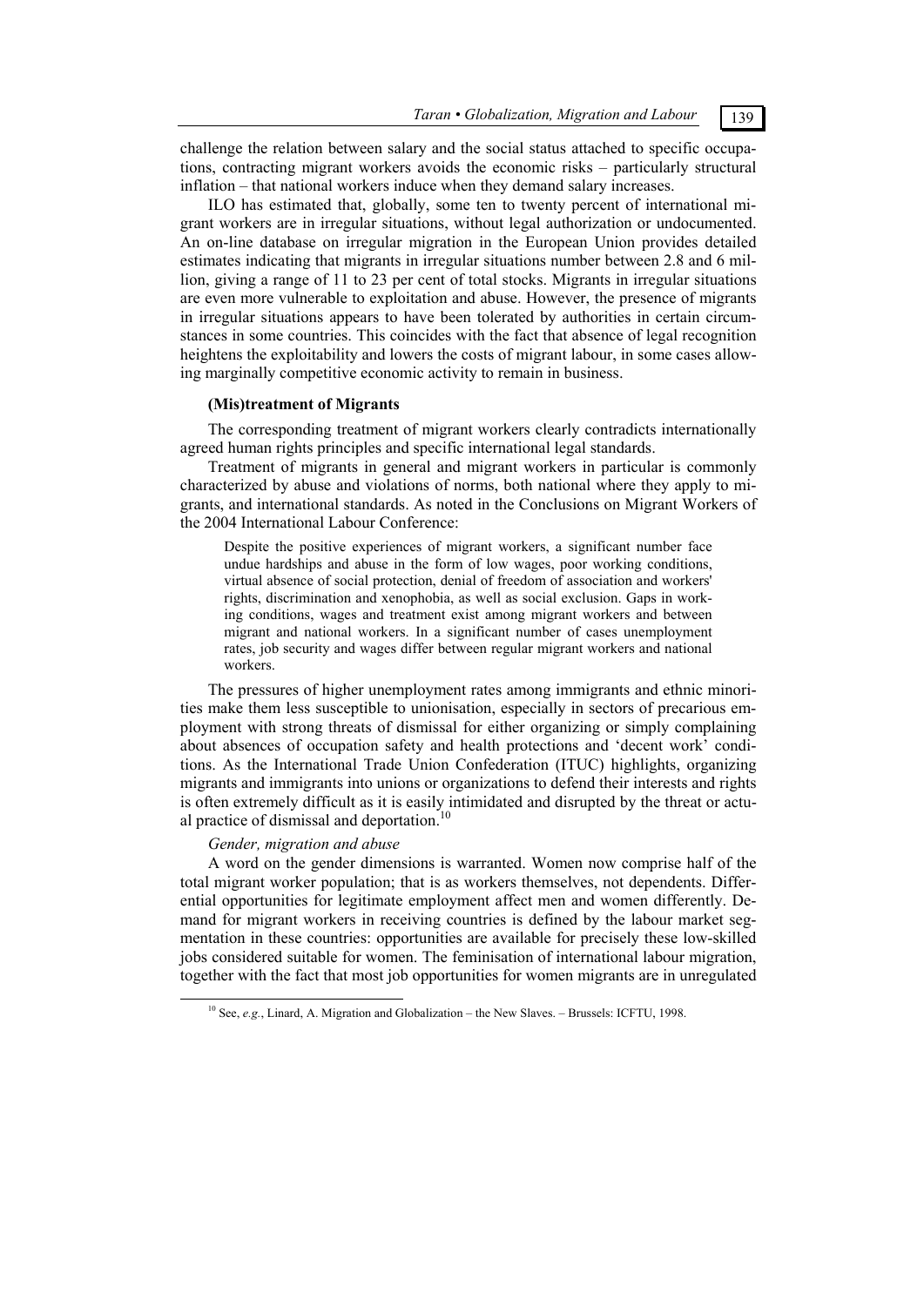challenge the relation between salary and the social status attached to specific occupations, contracting migrant workers avoids the economic risks – particularly structural inflation – that national workers induce when they demand salary increases.

ILO has estimated that, globally, some ten to twenty percent of international migrant workers are in irregular situations, without legal authorization or undocumented. An on-line database on irregular migration in the European Union provides detailed estimates indicating that migrants in irregular situations number between 2.8 and 6 million, giving a range of 11 to 23 per cent of total stocks. Migrants in irregular situations are even more vulnerable to exploitation and abuse. However, the presence of migrants in irregular situations appears to have been tolerated by authorities in certain circumstances in some countries. This coincides with the fact that absence of legal recognition heightens the exploitability and lowers the costs of migrant labour, in some cases allowing marginally competitive economic activity to remain in business.

### (Mis)treatment of Migrants

The corresponding treatment of migrant workers clearly contradicts internationally agreed human rights principles and specific international legal standards.

Treatment of migrants in general and migrant workers in particular is commonly characterized by abuse and violations of norms, both national where they apply to migrants, and international standards. As noted in the Conclusions on Migrant Workers of the 2004 International Labour Conference:

> Despite the positive experiences of migrant workers, a significant number face undue hardships and abuse in the form of low wages, poor working conditions, virtual absence of social protection, denial of freedom of association and workers' rights, discrimination and xenophobia, as well as social exclusion. Gaps in working conditions, wages and treatment exist among migrant workers and between migrant and national workers. In a significant number of cases unemployment rates, job security and wages differ between regular migrant workers and national workers.

The pressures of higher unemployment rates among immigrants and ethnic minorities make them less susceptible to unionisation, especially in sectors of precarious employment with strong threats of dismissal for either organizing or simply complaining about absences of occupation safety and health protections and 'decent work' conditions. As the International Trade Union Confederation (ITUC) highlights, organizing migrants and immigrants into unions or organizations to defend their interests and rights is often extremely difficult as it is easily intimidated and disrupted by the threat or actual practice of dismissal and deportation.[10]

*Gender, migration and abuse*

A word on the gender dimensions is warranted. Women now comprise half of the total migrant worker population; that is as workers themselves, not dependents. Differential opportunities for legitimate employment affect men and women differently. Demand for migrant workers in receiving countries is defined by the labour market segmentation in these countries: opportunities are available for precisely these low-skilled jobs considered suitable for women. The feminisation of international labour migration, together with the fact that most job opportunities for women migrants are in unregulated

[10] See, *e.g.*, Linard, A. Migration and Globalization – the New Slaves. – Brussels: ICFTU, 1998.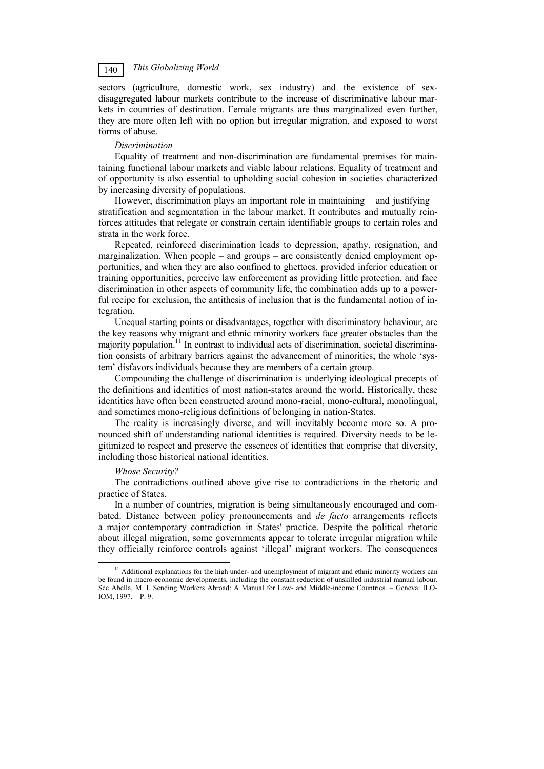sectors (agriculture, domestic work, sex industry) and the existence of sex-disaggregated labour markets contribute to the increase of discriminative labour markets in countries of destination. Female migrants are thus marginalized even further, they are more often left with no option but irregular migration, and exposed to worst forms of abuse.

*Discrimination*

Equality of treatment and non-discrimination are fundamental premises for maintaining functional labour markets and viable labour relations. Equality of treatment and of opportunity is also essential to upholding social cohesion in societies characterized by increasing diversity of populations.

However, discrimination plays an important role in maintaining – and justifying – stratification and segmentation in the labour market. It contributes and mutually reinforces attitudes that relegate or constrain certain identifiable groups to certain roles and strata in the work force.

Repeated, reinforced discrimination leads to depression, apathy, resignation, and marginalization. When people – and groups – are consistently denied employment opportunities, and when they are also confined to ghettoes, provided inferior education or training opportunities, perceive law enforcement as providing little protection, and face discrimination in other aspects of community life, the combination adds up to a powerful recipe for exclusion, the antithesis of inclusion that is the fundamental notion of integration.

Unequal starting points or disadvantages, together with discriminatory behaviour, are the key reasons why migrant and ethnic minority workers face greater obstacles than the majority population.[11] In contrast to individual acts of discrimination, societal discrimination consists of arbitrary barriers against the advancement of minorities; the whole 'system' disfavors individuals because they are members of a certain group.

Compounding the challenge of discrimination is underlying ideological precepts of the definitions and identities of most nation-states around the world. Historically, these identities have often been constructed around mono-racial, mono-cultural, monolingual, and sometimes mono-religious definitions of belonging in nation-States.

The reality is increasingly diverse, and will inevitably become more so. A pronounced shift of understanding national identities is required. Diversity needs to be legitimized to respect and preserve the essences of identities that comprise that diversity, including those historical national identities.

*Whose Security?*

The contradictions outlined above give rise to contradictions in the rhetoric and practice of States.

In a number of countries, migration is being simultaneously encouraged and combated. Distance between policy pronouncements and *de facto* arrangements reflects a major contemporary contradiction in States' practice. Despite the political rhetoric about illegal migration, some governments appear to tolerate irregular migration while they officially reinforce controls against 'illegal' migrant workers. The consequences

[11] Additional explanations for the high under- and unemployment of migrant and ethnic minority workers can be found in macro-economic developments, including the constant reduction of unskilled industrial manual labour. See Abella, M. I. Sending Workers Abroad: A Manual for Low- and Middle-income Countries. – Geneva: ILO-IOM, 1997. – P. 9.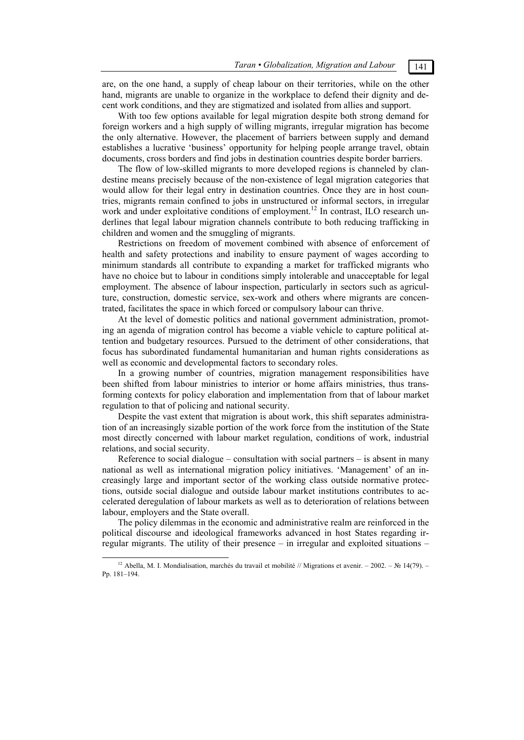are, on the one hand, a supply of cheap labour on their territories, while on the other hand, migrants are unable to organize in the workplace to defend their dignity and decent work conditions, and they are stigmatized and isolated from allies and support.

With too few options available for legal migration despite both strong demand for foreign workers and a high supply of willing migrants, irregular migration has become the only alternative. However, the placement of barriers between supply and demand establishes a lucrative 'business' opportunity for helping people arrange travel, obtain documents, cross borders and find jobs in destination countries despite border barriers.

The flow of low-skilled migrants to more developed regions is channeled by clandestine means precisely because of the non-existence of legal migration categories that would allow for their legal entry in destination countries. Once they are in host countries, migrants remain confined to jobs in unstructured or informal sectors, in irregular work and under exploitative conditions of employment.[12] In contrast, ILO research underlines that legal labour migration channels contribute to both reducing trafficking in children and women and the smuggling of migrants.

Restrictions on freedom of movement combined with absence of enforcement of health and safety protections and inability to ensure payment of wages according to minimum standards all contribute to expanding a market for trafficked migrants who have no choice but to labour in conditions simply intolerable and unacceptable for legal employment. The absence of labour inspection, particularly in sectors such as agriculture, construction, domestic service, sex-work and others where migrants are concentrated, facilitates the space in which forced or compulsory labour can thrive.

At the level of domestic politics and national government administration, promoting an agenda of migration control has become a viable vehicle to capture political attention and budgetary resources. Pursued to the detriment of other considerations, that focus has subordinated fundamental humanitarian and human rights considerations as well as economic and developmental factors to secondary roles.

In a growing number of countries, migration management responsibilities have been shifted from labour ministries to interior or home affairs ministries, thus transforming contexts for policy elaboration and implementation from that of labour market regulation to that of policing and national security.

Despite the vast extent that migration is about work, this shift separates administration of an increasingly sizable portion of the work force from the institution of the State most directly concerned with labour market regulation, conditions of work, industrial relations, and social security.

Reference to social dialogue – consultation with social partners – is absent in many national as well as international migration policy initiatives. 'Management' of an increasingly large and important sector of the working class outside normative protections, outside social dialogue and outside labour market institutions contributes to accelerated deregulation of labour markets as well as to deterioration of relations between labour, employers and the State overall.

The policy dilemmas in the economic and administrative realm are reinforced in the political discourse and ideological frameworks advanced in host States regarding irregular migrants. The utility of their presence – in irregular and exploited situations –

[12] Abella, M. I. Mondialisation, marchés du travail et mobilité // Migrations et avenir. – 2002. – № 14(79). – Pp. 181–194.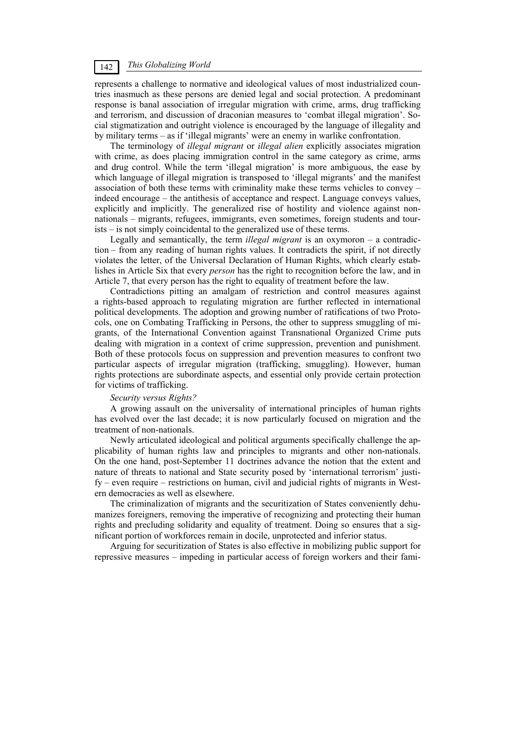represents a challenge to normative and ideological values of most industrialized countries inasmuch as these persons are denied legal and social protection. A predominant response is banal association of irregular migration with crime, arms, drug trafficking and terrorism, and discussion of draconian measures to 'combat illegal migration'. Social stigmatization and outright violence is encouraged by the language of illegality and by military terms – as if 'illegal migrants' were an enemy in warlike confrontation.

The terminology of *illegal migrant* or *illegal alien* explicitly associates migration with crime, as does placing immigration control in the same category as crime, arms and drug control. While the term 'illegal migration' is more ambiguous, the ease by which language of illegal migration is transposed to 'illegal migrants' and the manifest association of both these terms with criminality make these terms vehicles to convey – indeed encourage – the antithesis of acceptance and respect. Language conveys values, explicitly and implicitly. The generalized rise of hostility and violence against non-nationals – migrants, refugees, immigrants, even sometimes, foreign students and tourists – is not simply coincidental to the generalized use of these terms.

Legally and semantically, the term *illegal migrant* is an oxymoron – a contradiction – from any reading of human rights values. It contradicts the spirit, if not directly violates the letter, of the Universal Declaration of Human Rights, which clearly establishes in Article Six that every *person* has the right to recognition before the law, and in Article 7, that every person has the right to equality of treatment before the law.

Contradictions pitting an amalgam of restriction and control measures against a rights-based approach to regulating migration are further reflected in international political developments. The adoption and growing number of ratifications of two Protocols, one on Combating Trafficking in Persons, the other to suppress smuggling of migrants, of the International Convention against Transnational Organized Crime puts dealing with migration in a context of crime suppression, prevention and punishment. Both of these protocols focus on suppression and prevention measures to confront two particular aspects of irregular migration (trafficking, smuggling). However, human rights protections are subordinate aspects, and essential only provide certain protection for victims of trafficking.

*Security versus Rights?*

A growing assault on the universality of international principles of human rights has evolved over the last decade; it is now particularly focused on migration and the treatment of non-nationals.

Newly articulated ideological and political arguments specifically challenge the applicability of human rights law and principles to migrants and other non-nationals. On the one hand, post-September 11 doctrines advance the notion that the extent and nature of threats to national and State security posed by 'international terrorism' justify – even require – restrictions on human, civil and judicial rights of migrants in Western democracies as well as elsewhere.

The criminalization of migrants and the securitization of States conveniently dehumanizes foreigners, removing the imperative of recognizing and protecting their human rights and precluding solidarity and equality of treatment. Doing so ensures that a significant portion of workforces remain in docile, unprotected and inferior status.

Arguing for securitization of States is also effective in mobilizing public support for repressive measures – impeding in particular access of foreign workers and their fami-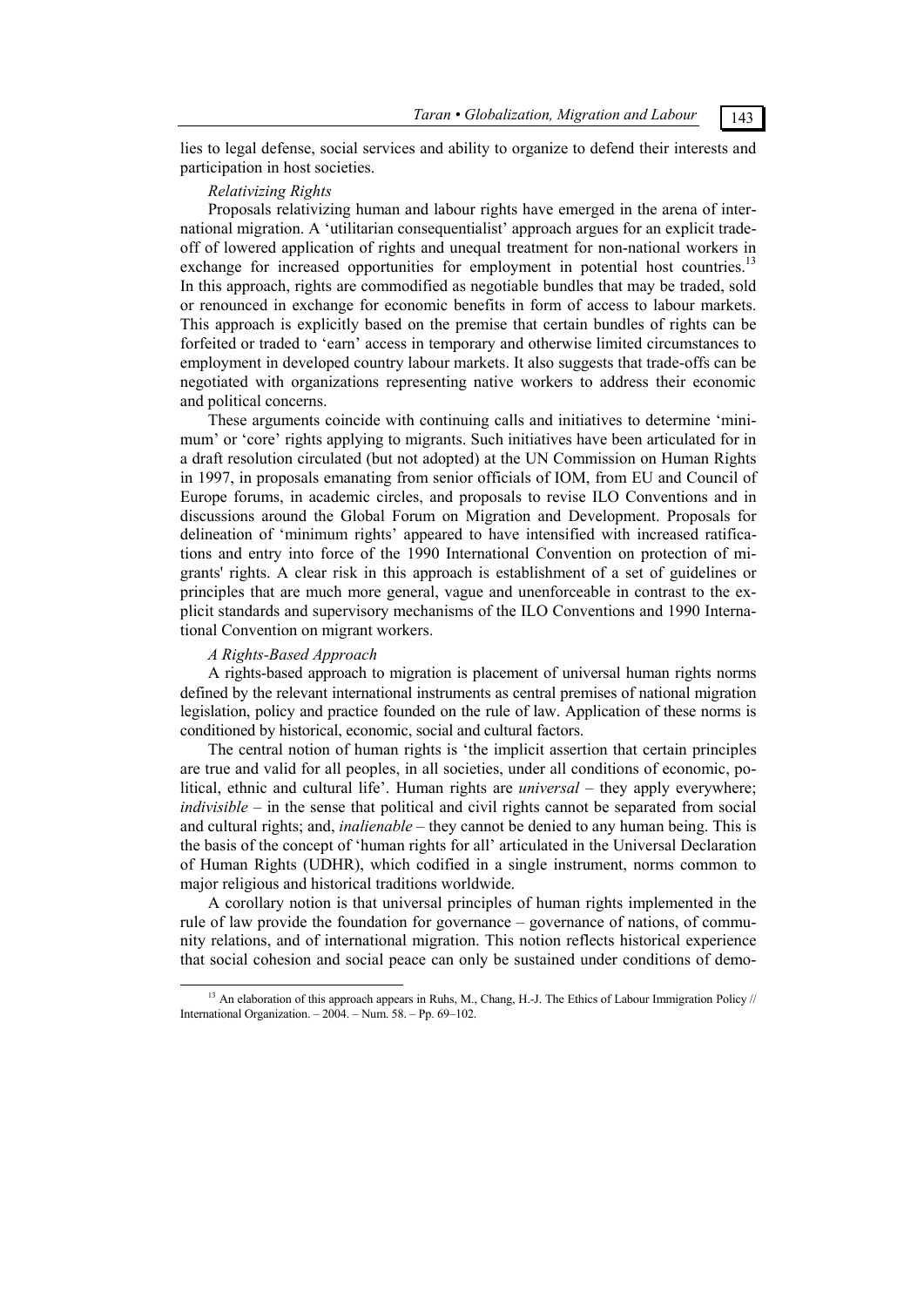lies to legal defense, social services and ability to organize to defend their interests and participation in host societies.

*Relativizing Rights*

Proposals relativizing human and labour rights have emerged in the arena of international migration. A 'utilitarian consequentialist' approach argues for an explicit trade-off of lowered application of rights and unequal treatment for non-national workers in exchange for increased opportunities for employment in potential host countries.[13] In this approach, rights are commodified as negotiable bundles that may be traded, sold or renounced in exchange for economic benefits in form of access to labour markets. This approach is explicitly based on the premise that certain bundles of rights can be forfeited or traded to 'earn' access in temporary and otherwise limited circumstances to employment in developed country labour markets. It also suggests that trade-offs can be negotiated with organizations representing native workers to address their economic and political concerns.

These arguments coincide with continuing calls and initiatives to determine 'minimum' or 'core' rights applying to migrants. Such initiatives have been articulated for in a draft resolution circulated (but not adopted) at the UN Commission on Human Rights in 1997, in proposals emanating from senior officials of IOM, from EU and Council of Europe forums, in academic circles, and proposals to revise ILO Conventions and in discussions around the Global Forum on Migration and Development. Proposals for delineation of 'minimum rights' appeared to have intensified with increased ratifications and entry into force of the 1990 International Convention on protection of migrants' rights. A clear risk in this approach is establishment of a set of guidelines or principles that are much more general, vague and unenforceable in contrast to the explicit standards and supervisory mechanisms of the ILO Conventions and 1990 International Convention on migrant workers.

*A Rights-Based Approach*

A rights-based approach to migration is placement of universal human rights norms defined by the relevant international instruments as central premises of national migration legislation, policy and practice founded on the rule of law. Application of these norms is conditioned by historical, economic, social and cultural factors.

The central notion of human rights is 'the implicit assertion that certain principles are true and valid for all peoples, in all societies, under all conditions of economic, political, ethnic and cultural life'. Human rights are *universal* – they apply everywhere; *indivisible* – in the sense that political and civil rights cannot be separated from social and cultural rights; and, *inalienable* – they cannot be denied to any human being. This is the basis of the concept of 'human rights for all' articulated in the Universal Declaration of Human Rights (UDHR), which codified in a single instrument, norms common to major religious and historical traditions worldwide.

A corollary notion is that universal principles of human rights implemented in the rule of law provide the foundation for governance – governance of nations, of community relations, and of international migration. This notion reflects historical experience that social cohesion and social peace can only be sustained under conditions of demo-

[13] An elaboration of this approach appears in Ruhs, M., Chang, H.-J. The Ethics of Labour Immigration Policy // International Organization. – 2004. – Num. 58. – Pp. 69–102.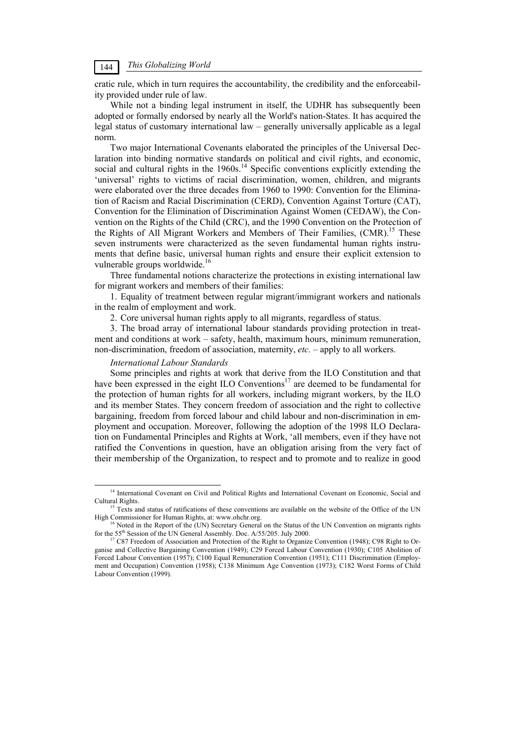cratic rule, which in turn requires the accountability, the credibility and the enforceability provided under rule of law.

While not a binding legal instrument in itself, the UDHR has subsequently been adopted or formally endorsed by nearly all the World's nation-States. It has acquired the legal status of customary international law – generally universally applicable as a legal norm.

Two major International Covenants elaborated the principles of the Universal Declaration into binding normative standards on political and civil rights, and economic, social and cultural rights in the 1960s.[14] Specific conventions explicitly extending the 'universal' rights to victims of racial discrimination, women, children, and migrants were elaborated over the three decades from 1960 to 1990: Convention for the Elimination of Racism and Racial Discrimination (CERD), Convention Against Torture (CAT), Convention for the Elimination of Discrimination Against Women (CEDAW), the Convention on the Rights of the Child (CRC), and the 1990 Convention on the Protection of the Rights of All Migrant Workers and Members of Their Families, (CMR).[15] These seven instruments were characterized as the seven fundamental human rights instruments that define basic, universal human rights and ensure their explicit extension to vulnerable groups worldwide.[16]

Three fundamental notions characterize the protections in existing international law for migrant workers and members of their families:

1. Equality of treatment between regular migrant/immigrant workers and nationals in the realm of employment and work.

2. Core universal human rights apply to all migrants, regardless of status.

3. The broad array of international labour standards providing protection in treatment and conditions at work – safety, health, maximum hours, minimum remuneration, non-discrimination, freedom of association, maternity, *etc.* – apply to all workers.

*International Labour Standards*

Some principles and rights at work that derive from the ILO Constitution and that have been expressed in the eight ILO Conventions[17] are deemed to be fundamental for the protection of human rights for all workers, including migrant workers, by the ILO and its member States. They concern freedom of association and the right to collective bargaining, freedom from forced labour and child labour and non-discrimination in employment and occupation. Moreover, following the adoption of the 1998 ILO Declaration on Fundamental Principles and Rights at Work, 'all members, even if they have not ratified the Conventions in question, have an obligation arising from the very fact of their membership of the Organization, to respect and to promote and to realize in good

---

[14] International Covenant on Civil and Political Rights and International Covenant on Economic, Social and Cultural Rights.

[15] Texts and status of ratifications of these conventions are available on the website of the Office of the UN High Commissioner for Human Rights, at: www.ohchr.org.

[16] Noted in the Report of the (UN) Secretary General on the Status of the UN Convention on migrants rights for the 55th Session of the UN General Assembly. Doc. A/55/205. July 2000.

[17] C87 Freedom of Association and Protection of the Right to Organize Convention (1948); C98 Right to Organise and Collective Bargaining Convention (1949); C29 Forced Labour Convention (1930); C105 Abolition of Forced Labour Convention (1957); C100 Equal Remuneration Convention (1951); C111 Discrimination (Employment and Occupation) Convention (1958); C138 Minimum Age Convention (1973); C182 Worst Forms of Child Labour Convention (1999).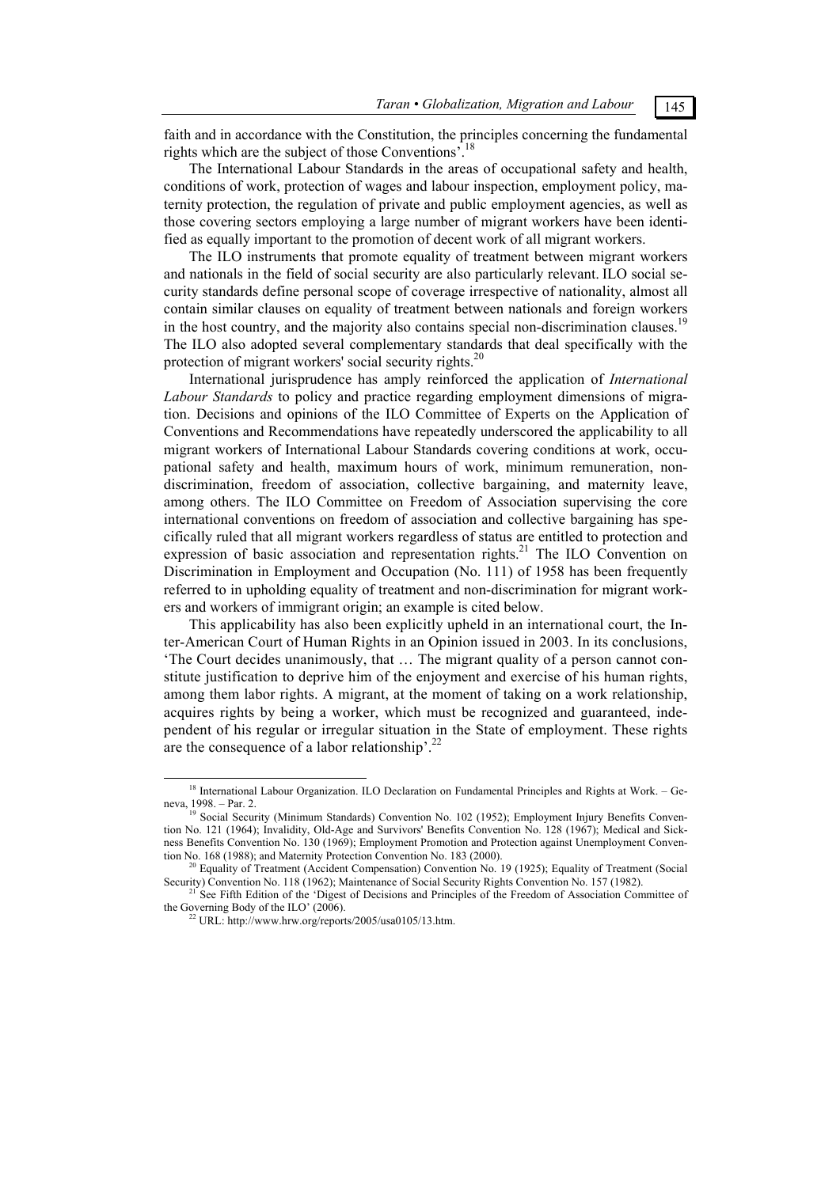faith and in accordance with the Constitution, the principles concerning the fundamental rights which are the subject of those Conventions'.[18]

The International Labour Standards in the areas of occupational safety and health, conditions of work, protection of wages and labour inspection, employment policy, maternity protection, the regulation of private and public employment agencies, as well as those covering sectors employing a large number of migrant workers have been identified as equally important to the promotion of decent work of all migrant workers.

The ILO instruments that promote equality of treatment between migrant workers and nationals in the field of social security are also particularly relevant. ILO social security standards define personal scope of coverage irrespective of nationality, almost all contain similar clauses on equality of treatment between nationals and foreign workers in the host country, and the majority also contains special non-discrimination clauses.[19] The ILO also adopted several complementary standards that deal specifically with the protection of migrant workers' social security rights.[20]

International jurisprudence has amply reinforced the application of *International Labour Standards* to policy and practice regarding employment dimensions of migration. Decisions and opinions of the ILO Committee of Experts on the Application of Conventions and Recommendations have repeatedly underscored the applicability to all migrant workers of International Labour Standards covering conditions at work, occupational safety and health, maximum hours of work, minimum remuneration, non-discrimination, freedom of association, collective bargaining, and maternity leave, among others. The ILO Committee on Freedom of Association supervising the core international conventions on freedom of association and collective bargaining has specifically ruled that all migrant workers regardless of status are entitled to protection and expression of basic association and representation rights.[21] The ILO Convention on Discrimination in Employment and Occupation (No. 111) of 1958 has been frequently referred to in upholding equality of treatment and non-discrimination for migrant workers and workers of immigrant origin; an example is cited below.

This applicability has also been explicitly upheld in an international court, the Inter-American Court of Human Rights in an Opinion issued in 2003. In its conclusions, 'The Court decides unanimously, that … The migrant quality of a person cannot constitute justification to deprive him of the enjoyment and exercise of his human rights, among them labor rights. A migrant, at the moment of taking on a work relationship, acquires rights by being a worker, which must be recognized and guaranteed, independent of his regular or irregular situation in the State of employment. These rights are the consequence of a labor relationship'.[22]

---

[18] International Labour Organization. ILO Declaration on Fundamental Principles and Rights at Work. – Geneva, 1998. – Par. 2.

[19] Social Security (Minimum Standards) Convention No. 102 (1952); Employment Injury Benefits Convention No. 121 (1964); Invalidity, Old-Age and Survivors' Benefits Convention No. 128 (1967); Medical and Sickness Benefits Convention No. 130 (1969); Employment Promotion and Protection against Unemployment Convention No. 168 (1988); and Maternity Protection Convention No. 183 (2000).

[20] Equality of Treatment (Accident Compensation) Convention No. 19 (1925); Equality of Treatment (Social Security) Convention No. 118 (1962); Maintenance of Social Security Rights Convention No. 157 (1982).

[21] See Fifth Edition of the 'Digest of Decisions and Principles of the Freedom of Association Committee of the Governing Body of the ILO' (2006).

[22] URL: http://www.hrw.org/reports/2005/usa0105/13.htm.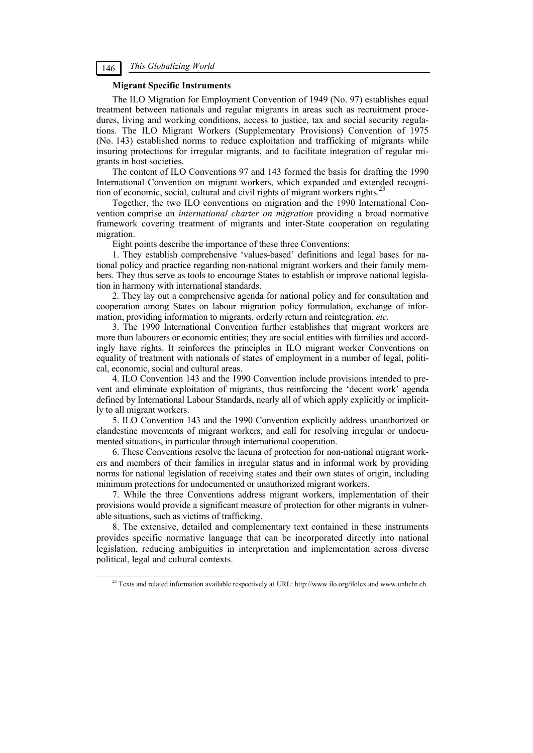### Migrant Specific Instruments

The ILO Migration for Employment Convention of 1949 (No. 97) establishes equal treatment between nationals and regular migrants in areas such as recruitment procedures, living and working conditions, access to justice, tax and social security regulations. The ILO Migrant Workers (Supplementary Provisions) Convention of 1975 (No. 143) established norms to reduce exploitation and trafficking of migrants while insuring protections for irregular migrants, and to facilitate integration of regular migrants in host societies.

The content of ILO Conventions 97 and 143 formed the basis for drafting the 1990 International Convention on migrant workers, which expanded and extended recognition of economic, social, cultural and civil rights of migrant workers rights.[23]

Together, the two ILO conventions on migration and the 1990 International Convention comprise an *international charter on migration* providing a broad normative framework covering treatment of migrants and inter-State cooperation on regulating migration.

Eight points describe the importance of these three Conventions:

1. They establish comprehensive 'values-based' definitions and legal bases for national policy and practice regarding non-national migrant workers and their family members. They thus serve as tools to encourage States to establish or improve national legislation in harmony with international standards.

2. They lay out a comprehensive agenda for national policy and for consultation and cooperation among States on labour migration policy formulation, exchange of information, providing information to migrants, orderly return and reintegration, *etc.*

3. The 1990 International Convention further establishes that migrant workers are more than labourers or economic entities; they are social entities with families and accordingly have rights. It reinforces the principles in ILO migrant worker Conventions on equality of treatment with nationals of states of employment in a number of legal, political, economic, social and cultural areas.

4. ILO Convention 143 and the 1990 Convention include provisions intended to prevent and eliminate exploitation of migrants, thus reinforcing the 'decent work' agenda defined by International Labour Standards, nearly all of which apply explicitly or implicitly to all migrant workers.

5. ILO Convention 143 and the 1990 Convention explicitly address unauthorized or clandestine movements of migrant workers, and call for resolving irregular or undocumented situations, in particular through international cooperation.

6. These Conventions resolve the lacuna of protection for non-national migrant workers and members of their families in irregular status and in informal work by providing norms for national legislation of receiving states and their own states of origin, including minimum protections for undocumented or unauthorized migrant workers.

7. While the three Conventions address migrant workers, implementation of their provisions would provide a significant measure of protection for other migrants in vulnerable situations, such as victims of trafficking.

8. The extensive, detailed and complementary text contained in these instruments provides specific normative language that can be incorporated directly into national legislation, reducing ambiguities in interpretation and implementation across diverse political, legal and cultural contexts.

[23] Texts and related information available respectively at URL: http://www.ilo.org/ilolex and www.unhchr.ch.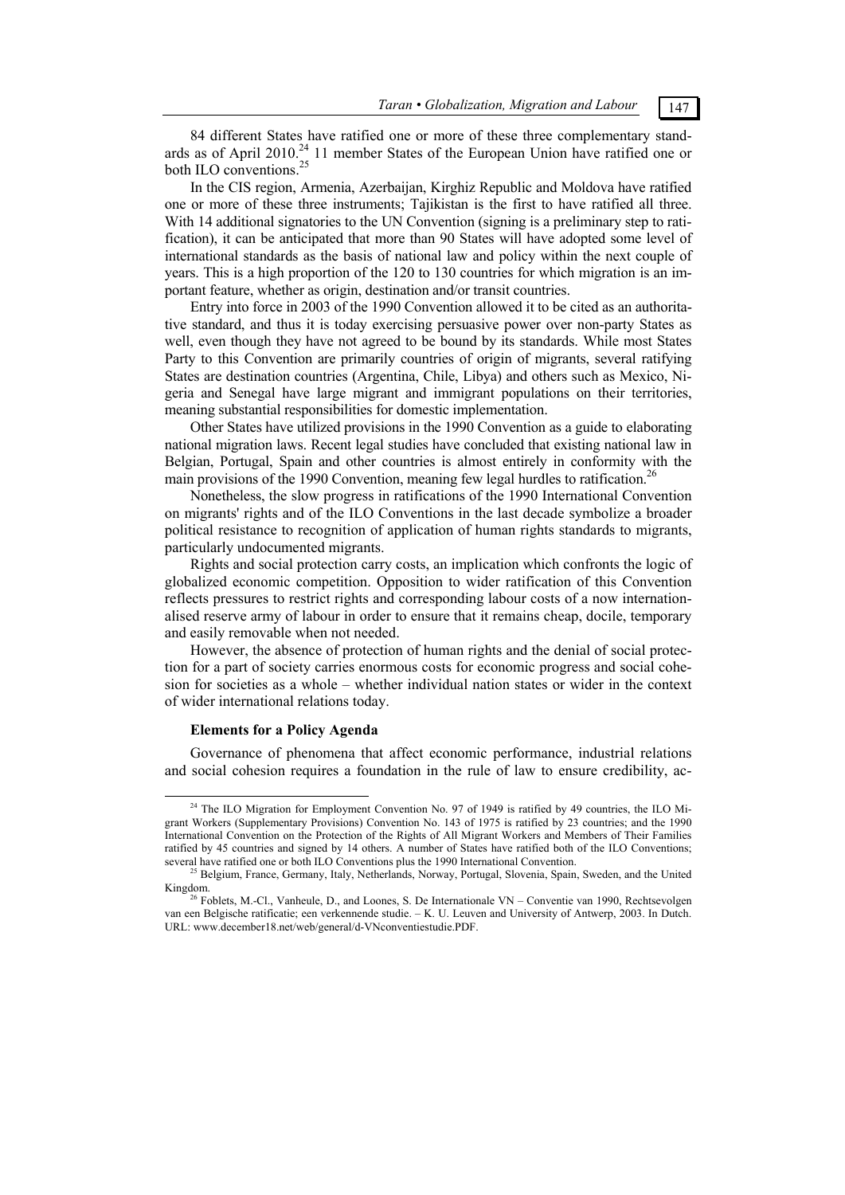84 different States have ratified one or more of these three complementary standards as of April 2010.[24] 11 member States of the European Union have ratified one or both ILO conventions.[25]

In the CIS region, Armenia, Azerbaijan, Kirghiz Republic and Moldova have ratified one or more of these three instruments; Tajikistan is the first to have ratified all three. With 14 additional signatories to the UN Convention (signing is a preliminary step to ratification), it can be anticipated that more than 90 States will have adopted some level of international standards as the basis of national law and policy within the next couple of years. This is a high proportion of the 120 to 130 countries for which migration is an important feature, whether as origin, destination and/or transit countries.

Entry into force in 2003 of the 1990 Convention allowed it to be cited as an authoritative standard, and thus it is today exercising persuasive power over non-party States as well, even though they have not agreed to be bound by its standards. While most States Party to this Convention are primarily countries of origin of migrants, several ratifying States are destination countries (Argentina, Chile, Libya) and others such as Mexico, Nigeria and Senegal have large migrant and immigrant populations on their territories, meaning substantial responsibilities for domestic implementation.

Other States have utilized provisions in the 1990 Convention as a guide to elaborating national migration laws. Recent legal studies have concluded that existing national law in Belgian, Portugal, Spain and other countries is almost entirely in conformity with the main provisions of the 1990 Convention, meaning few legal hurdles to ratification.[26]

Nonetheless, the slow progress in ratifications of the 1990 International Convention on migrants' rights and of the ILO Conventions in the last decade symbolize a broader political resistance to recognition of application of human rights standards to migrants, particularly undocumented migrants.

Rights and social protection carry costs, an implication which confronts the logic of globalized economic competition. Opposition to wider ratification of this Convention reflects pressures to restrict rights and corresponding labour costs of a now internationalised reserve army of labour in order to ensure that it remains cheap, docile, temporary and easily removable when not needed.

However, the absence of protection of human rights and the denial of social protection for a part of society carries enormous costs for economic progress and social cohesion for societies as a whole – whether individual nation states or wider in the context of wider international relations today.

**Elements for a Policy Agenda**

Governance of phenomena that affect economic performance, industrial relations and social cohesion requires a foundation in the rule of law to ensure credibility, ac-

---

[24] The ILO Migration for Employment Convention No. 97 of 1949 is ratified by 49 countries, the ILO Migrant Workers (Supplementary Provisions) Convention No. 143 of 1975 is ratified by 23 countries; and the 1990 International Convention on the Protection of the Rights of All Migrant Workers and Members of Their Families ratified by 45 countries and signed by 14 others. A number of States have ratified both of the ILO Conventions; several have ratified one or both ILO Conventions plus the 1990 International Convention.

[25] Belgium, France, Germany, Italy, Netherlands, Norway, Portugal, Slovenia, Spain, Sweden, and the United Kingdom.

[26] Foblets, M.-Cl., Vanheule, D., and Loones, S. De Internationale VN – Conventie van 1990, Rechtsevolgen van een Belgische ratificatie; een verkennende studie. – K. U. Leuven and University of Antwerp, 2003. In Dutch. URL: www.december18.net/web/general/d-VNconventiestudie.PDF.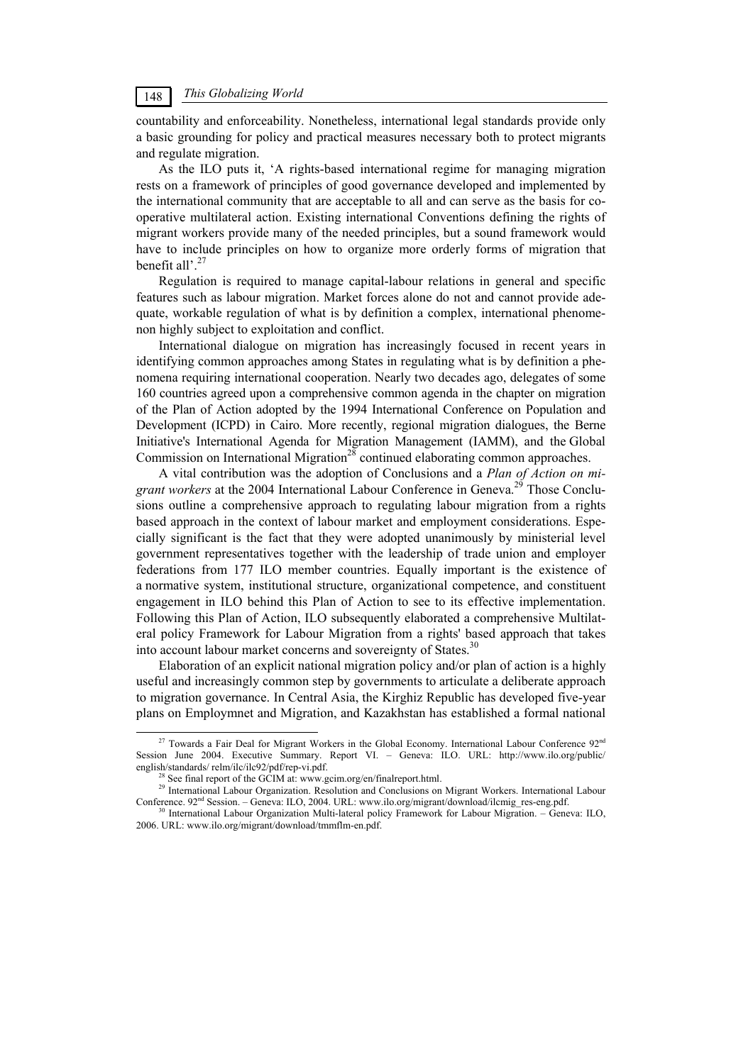countability and enforceability. Nonetheless, international legal standards provide only a basic grounding for policy and practical measures necessary both to protect migrants and regulate migration.

As the ILO puts it, 'A rights-based international regime for managing migration rests on a framework of principles of good governance developed and implemented by the international community that are acceptable to all and can serve as the basis for co-operative multilateral action. Existing international Conventions defining the rights of migrant workers provide many of the needed principles, but a sound framework would have to include principles on how to organize more orderly forms of migration that benefit all'.[27]

Regulation is required to manage capital-labour relations in general and specific features such as labour migration. Market forces alone do not and cannot provide adequate, workable regulation of what is by definition a complex, international phenomenon highly subject to exploitation and conflict.

International dialogue on migration has increasingly focused in recent years in identifying common approaches among States in regulating what is by definition a phenomena requiring international cooperation. Nearly two decades ago, delegates of some 160 countries agreed upon a comprehensive common agenda in the chapter on migration of the Plan of Action adopted by the 1994 International Conference on Population and Development (ICPD) in Cairo. More recently, regional migration dialogues, the Berne Initiative's International Agenda for Migration Management (IAMM), and the Global Commission on International Migration[28] continued elaborating common approaches.

A vital contribution was the adoption of Conclusions and a *Plan of Action on migrant workers* at the 2004 International Labour Conference in Geneva.[29] Those Conclusions outline a comprehensive approach to regulating labour migration from a rights based approach in the context of labour market and employment considerations. Especially significant is the fact that they were adopted unanimously by ministerial level government representatives together with the leadership of trade union and employer federations from 177 ILO member countries. Equally important is the existence of a normative system, institutional structure, organizational competence, and constituent engagement in ILO behind this Plan of Action to see to its effective implementation. Following this Plan of Action, ILO subsequently elaborated a comprehensive Multilateral policy Framework for Labour Migration from a rights' based approach that takes into account labour market concerns and sovereignty of States.[30]

Elaboration of an explicit national migration policy and/or plan of action is a highly useful and increasingly common step by governments to articulate a deliberate approach to migration governance. In Central Asia, the Kirghiz Republic has developed five-year plans on Employmnet and Migration, and Kazakhstan has established a formal national

---

[27] Towards a Fair Deal for Migrant Workers in the Global Economy. International Labour Conference 92nd Session June 2004. Executive Summary. Report VI. – Geneva: ILO. URL: http://www.ilo.org/public/english/standards/ relm/ilc/ilc92/pdf/rep-vi.pdf.

[28] See final report of the GCIM at: www.gcim.org/en/finalreport.html.

[29] International Labour Organization. Resolution and Conclusions on Migrant Workers. International Labour Conference. 92nd Session. – Geneva: ILO, 2004. URL: www.ilo.org/migrant/download/ilcmig_res-eng.pdf.

[30] International Labour Organization Multi-lateral policy Framework for Labour Migration. – Geneva: ILO, 2006. URL: www.ilo.org/migrant/download/tmmflm-en.pdf.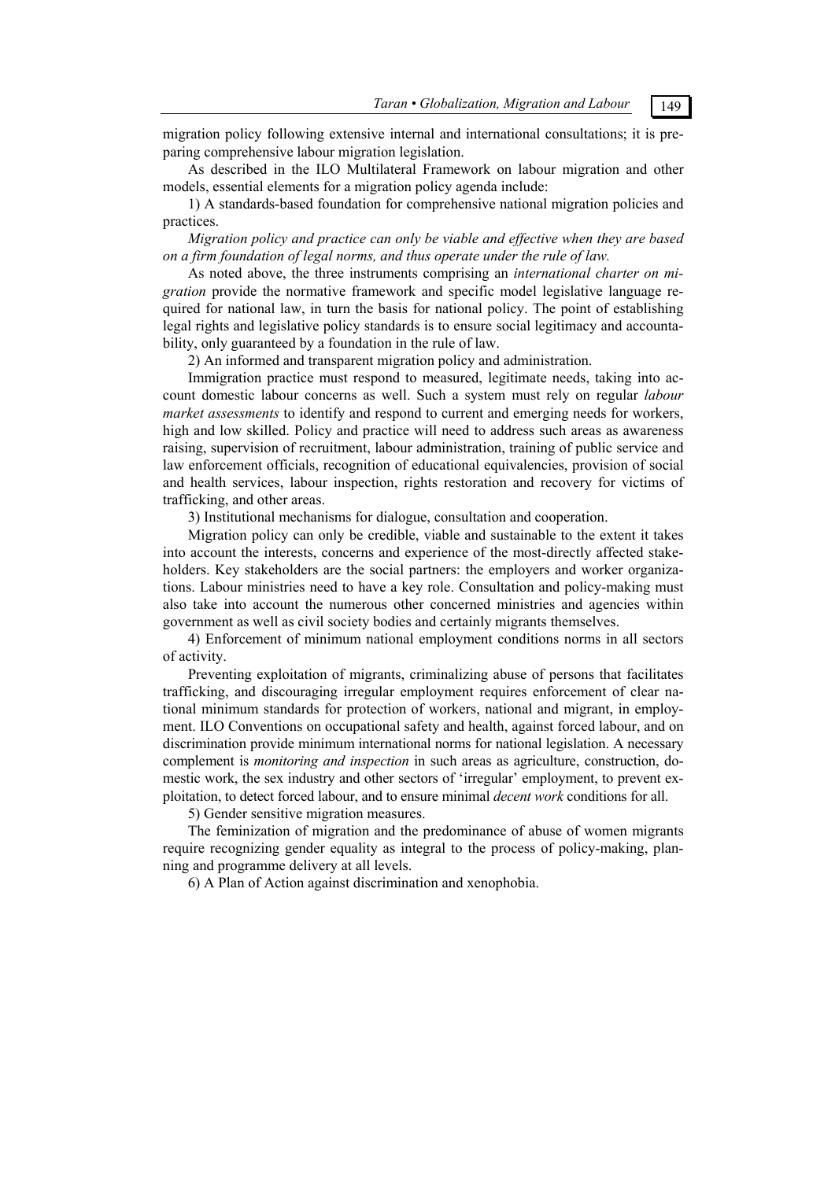migration policy following extensive internal and international consultations; it is preparing comprehensive labour migration legislation.

As described in the ILO Multilateral Framework on labour migration and other models, essential elements for a migration policy agenda include:

1) A standards-based foundation for comprehensive national migration policies and practices.

*Migration policy and practice can only be viable and effective when they are based on a firm foundation of legal norms, and thus operate under the rule of law.*

As noted above, the three instruments comprising an *international charter on migration* provide the normative framework and specific model legislative language required for national law, in turn the basis for national policy. The point of establishing legal rights and legislative policy standards is to ensure social legitimacy and accountability, only guaranteed by a foundation in the rule of law.

2) An informed and transparent migration policy and administration.

Immigration practice must respond to measured, legitimate needs, taking into account domestic labour concerns as well. Such a system must rely on regular *labour market assessments* to identify and respond to current and emerging needs for workers, high and low skilled. Policy and practice will need to address such areas as awareness raising, supervision of recruitment, labour administration, training of public service and law enforcement officials, recognition of educational equivalencies, provision of social and health services, labour inspection, rights restoration and recovery for victims of trafficking, and other areas.

3) Institutional mechanisms for dialogue, consultation and cooperation.

Migration policy can only be credible, viable and sustainable to the extent it takes into account the interests, concerns and experience of the most-directly affected stakeholders. Key stakeholders are the social partners: the employers and worker organizations. Labour ministries need to have a key role. Consultation and policy-making must also take into account the numerous other concerned ministries and agencies within government as well as civil society bodies and certainly migrants themselves.

4) Enforcement of minimum national employment conditions norms in all sectors of activity.

Preventing exploitation of migrants, criminalizing abuse of persons that facilitates trafficking, and discouraging irregular employment requires enforcement of clear national minimum standards for protection of workers, national and migrant, in employment. ILO Conventions on occupational safety and health, against forced labour, and on discrimination provide minimum international norms for national legislation. A necessary complement is *monitoring and inspection* in such areas as agriculture, construction, domestic work, the sex industry and other sectors of 'irregular' employment, to prevent exploitation, to detect forced labour, and to ensure minimal *decent work* conditions for all.

5) Gender sensitive migration measures.

The feminization of migration and the predominance of abuse of women migrants require recognizing gender equality as integral to the process of policy-making, planning and programme delivery at all levels.

6) A Plan of Action against discrimination and xenophobia.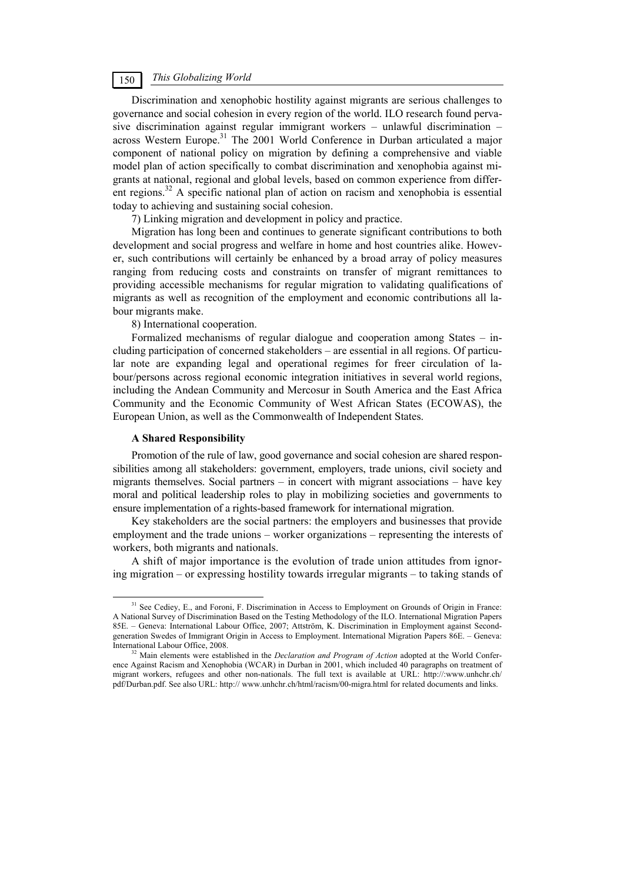Discrimination and xenophobic hostility against migrants are serious challenges to governance and social cohesion in every region of the world. ILO research found pervasive discrimination against regular immigrant workers – unlawful discrimination – across Western Europe.[31] The 2001 World Conference in Durban articulated a major component of national policy on migration by defining a comprehensive and viable model plan of action specifically to combat discrimination and xenophobia against migrants at national, regional and global levels, based on common experience from different regions.[32] A specific national plan of action on racism and xenophobia is essential today to achieving and sustaining social cohesion.

7) Linking migration and development in policy and practice.

Migration has long been and continues to generate significant contributions to both development and social progress and welfare in home and host countries alike. However, such contributions will certainly be enhanced by a broad array of policy measures ranging from reducing costs and constraints on transfer of migrant remittances to providing accessible mechanisms for regular migration to validating qualifications of migrants as well as recognition of the employment and economic contributions all labour migrants make.

8) International cooperation.

Formalized mechanisms of regular dialogue and cooperation among States – including participation of concerned stakeholders – are essential in all regions. Of particular note are expanding legal and operational regimes for freer circulation of labour/persons across regional economic integration initiatives in several world regions, including the Andean Community and Mercosur in South America and the East Africa Community and the Economic Community of West African States (ECOWAS), the European Union, as well as the Commonwealth of Independent States.

**A Shared Responsibility**

Promotion of the rule of law, good governance and social cohesion are shared responsibilities among all stakeholders: government, employers, trade unions, civil society and migrants themselves. Social partners – in concert with migrant associations – have key moral and political leadership roles to play in mobilizing societies and governments to ensure implementation of a rights-based framework for international migration.

Key stakeholders are the social partners: the employers and businesses that provide employment and the trade unions – worker organizations – representing the interests of workers, both migrants and nationals.

A shift of major importance is the evolution of trade union attitudes from ignoring migration – or expressing hostility towards irregular migrants – to taking stands of

---

[31] See Cediey, E., and Foroni, F. Discrimination in Access to Employment on Grounds of Origin in France: A National Survey of Discrimination Based on the Testing Methodology of the ILO. International Migration Papers 85E. – Geneva: International Labour Office, 2007; Attström, K. Discrimination in Employment against Second-generation Swedes of Immigrant Origin in Access to Employment. International Migration Papers 86E. – Geneva: International Labour Office, 2008.

[32] Main elements were established in the *Declaration and Program of Action* adopted at the World Conference Against Racism and Xenophobia (WCAR) in Durban in 2001, which included 40 paragraphs on treatment of migrant workers, refugees and other non-nationals. The full text is available at URL: http://:www.unhchr.ch/pdf/Durban.pdf. See also URL: http:// www.unhchr.ch/html/racism/00-migra.html for related documents and links.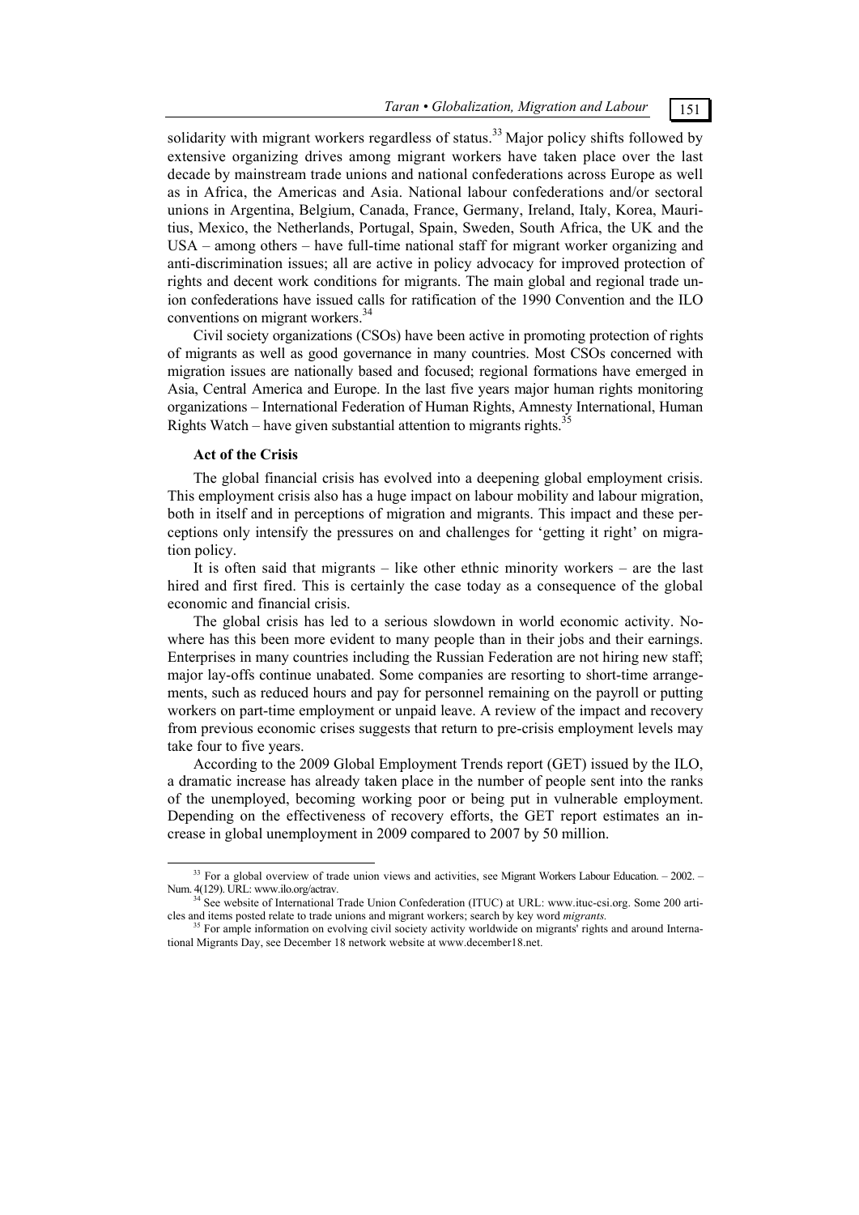solidarity with migrant workers regardless of status.[33] Major policy shifts followed by extensive organizing drives among migrant workers have taken place over the last decade by mainstream trade unions and national confederations across Europe as well as in Africa, the Americas and Asia. National labour confederations and/or sectoral unions in Argentina, Belgium, Canada, France, Germany, Ireland, Italy, Korea, Mauritius, Mexico, the Netherlands, Portugal, Spain, Sweden, South Africa, the UK and the USA – among others – have full-time national staff for migrant worker organizing and anti-discrimination issues; all are active in policy advocacy for improved protection of rights and decent work conditions for migrants. The main global and regional trade union confederations have issued calls for ratification of the 1990 Convention and the ILO conventions on migrant workers.[34]

Civil society organizations (CSOs) have been active in promoting protection of rights of migrants as well as good governance in many countries. Most CSOs concerned with migration issues are nationally based and focused; regional formations have emerged in Asia, Central America and Europe. In the last five years major human rights monitoring organizations – International Federation of Human Rights, Amnesty International, Human Rights Watch – have given substantial attention to migrants rights.[35]

**Act of the Crisis**

The global financial crisis has evolved into a deepening global employment crisis. This employment crisis also has a huge impact on labour mobility and labour migration, both in itself and in perceptions of migration and migrants. This impact and these perceptions only intensify the pressures on and challenges for 'getting it right' on migration policy.

It is often said that migrants – like other ethnic minority workers – are the last hired and first fired. This is certainly the case today as a consequence of the global economic and financial crisis.

The global crisis has led to a serious slowdown in world economic activity. Nowhere has this been more evident to many people than in their jobs and their earnings. Enterprises in many countries including the Russian Federation are not hiring new staff; major lay-offs continue unabated. Some companies are resorting to short-time arrangements, such as reduced hours and pay for personnel remaining on the payroll or putting workers on part-time employment or unpaid leave. A review of the impact and recovery from previous economic crises suggests that return to pre-crisis employment levels may take four to five years.

According to the 2009 Global Employment Trends report (GET) issued by the ILO, a dramatic increase has already taken place in the number of people sent into the ranks of the unemployed, becoming working poor or being put in vulnerable employment. Depending on the effectiveness of recovery efforts, the GET report estimates an increase in global unemployment in 2009 compared to 2007 by 50 million.

---

[33] For a global overview of trade union views and activities, see Migrant Workers Labour Education. – 2002. – Num. 4(129). URL: www.ilo.org/actrav.

[34] See website of International Trade Union Confederation (ITUC) at URL: www.ituc-csi.org. Some 200 articles and items posted relate to trade unions and migrant workers; search by key word *migrants*.

[35] For ample information on evolving civil society activity worldwide on migrants' rights and around International Migrants Day, see December 18 network website at www.december18.net.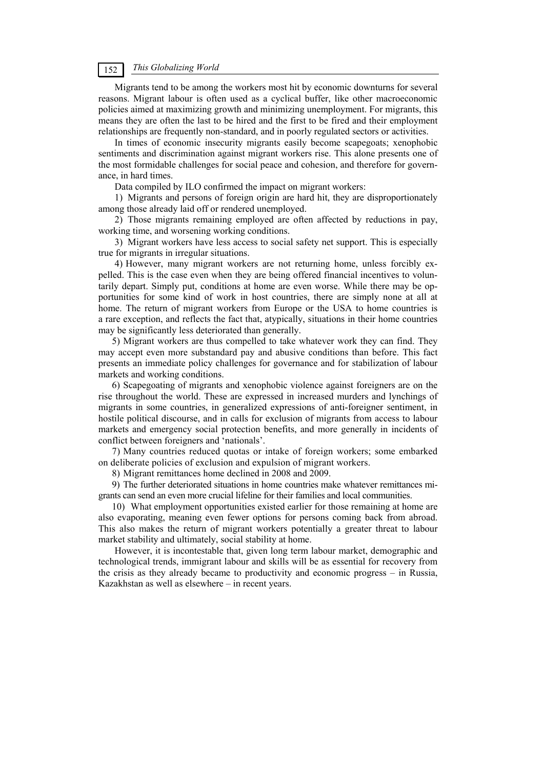Migrants tend to be among the workers most hit by economic downturns for several reasons. Migrant labour is often used as a cyclical buffer, like other macroeconomic policies aimed at maximizing growth and minimizing unemployment. For migrants, this means they are often the last to be hired and the first to be fired and their employment relationships are frequently non-standard, and in poorly regulated sectors or activities.

In times of economic insecurity migrants easily become scapegoats; xenophobic sentiments and discrimination against migrant workers rise. This alone presents one of the most formidable challenges for social peace and cohesion, and therefore for governance, in hard times.

Data compiled by ILO confirmed the impact on migrant workers:

1) Migrants and persons of foreign origin are hard hit, they are disproportionately among those already laid off or rendered unemployed.

2) Those migrants remaining employed are often affected by reductions in pay, working time, and worsening working conditions.

3) Migrant workers have less access to social safety net support. This is especially true for migrants in irregular situations.

4) However, many migrant workers are not returning home, unless forcibly expelled. This is the case even when they are being offered financial incentives to voluntarily depart. Simply put, conditions at home are even worse. While there may be opportunities for some kind of work in host countries, there are simply none at all at home. The return of migrant workers from Europe or the USA to home countries is a rare exception, and reflects the fact that, atypically, situations in their home countries may be significantly less deteriorated than generally.

5) Migrant workers are thus compelled to take whatever work they can find. They may accept even more substandard pay and abusive conditions than before. This fact presents an immediate policy challenges for governance and for stabilization of labour markets and working conditions.

6) Scapegoating of migrants and xenophobic violence against foreigners are on the rise throughout the world. These are expressed in increased murders and lynchings of migrants in some countries, in generalized expressions of anti-foreigner sentiment, in hostile political discourse, and in calls for exclusion of migrants from access to labour markets and emergency social protection benefits, and more generally in incidents of conflict between foreigners and 'nationals'.

7) Many countries reduced quotas or intake of foreign workers; some embarked on deliberate policies of exclusion and expulsion of migrant workers.

8) Migrant remittances home declined in 2008 and 2009.

9) The further deteriorated situations in home countries make whatever remittances migrants can send an even more crucial lifeline for their families and local communities.

10) What employment opportunities existed earlier for those remaining at home are also evaporating, meaning even fewer options for persons coming back from abroad. This also makes the return of migrant workers potentially a greater threat to labour market stability and ultimately, social stability at home.

However, it is incontestable that, given long term labour market, demographic and technological trends, immigrant labour and skills will be as essential for recovery from the crisis as they already became to productivity and economic progress – in Russia, Kazakhstan as well as elsewhere – in recent years.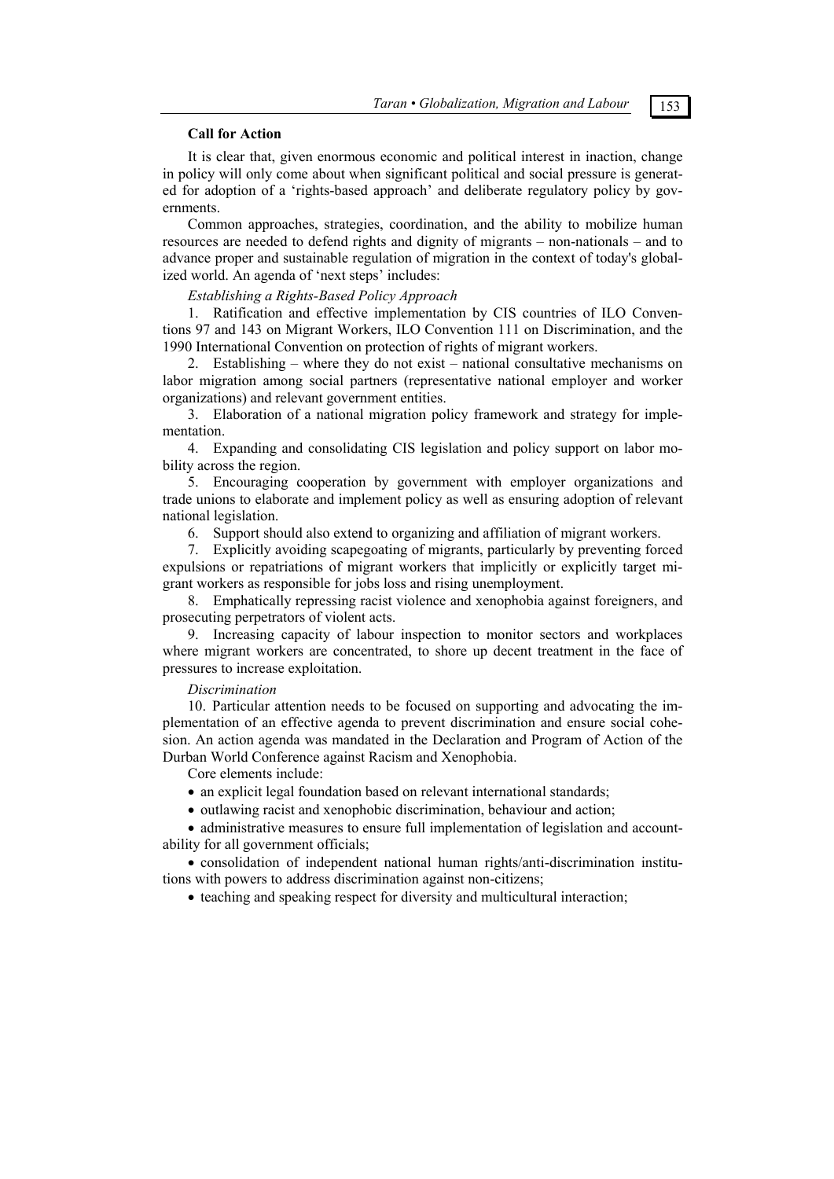**Call for Action**

It is clear that, given enormous economic and political interest in inaction, change in policy will only come about when significant political and social pressure is generated for adoption of a 'rights-based approach' and deliberate regulatory policy by governments.

Common approaches, strategies, coordination, and the ability to mobilize human resources are needed to defend rights and dignity of migrants – non-nationals – and to advance proper and sustainable regulation of migration in the context of today's globalized world. An agenda of 'next steps' includes:

*Establishing a Rights-Based Policy Approach*

1. Ratification and effective implementation by CIS countries of ILO Conventions 97 and 143 on Migrant Workers, ILO Convention 111 on Discrimination, and the 1990 International Convention on protection of rights of migrant workers.

2. Establishing – where they do not exist – national consultative mechanisms on labor migration among social partners (representative national employer and worker organizations) and relevant government entities.

3. Elaboration of a national migration policy framework and strategy for implementation.

4. Expanding and consolidating CIS legislation and policy support on labor mobility across the region.

5. Encouraging cooperation by government with employer organizations and trade unions to elaborate and implement policy as well as ensuring adoption of relevant national legislation.

6. Support should also extend to organizing and affiliation of migrant workers.

7. Explicitly avoiding scapegoating of migrants, particularly by preventing forced expulsions or repatriations of migrant workers that implicitly or explicitly target migrant workers as responsible for jobs loss and rising unemployment.

8. Emphatically repressing racist violence and xenophobia against foreigners, and prosecuting perpetrators of violent acts.

9. Increasing capacity of labour inspection to monitor sectors and workplaces where migrant workers are concentrated, to shore up decent treatment in the face of pressures to increase exploitation.

*Discrimination*

10. Particular attention needs to be focused on supporting and advocating the implementation of an effective agenda to prevent discrimination and ensure social cohesion. An action agenda was mandated in the Declaration and Program of Action of the Durban World Conference against Racism and Xenophobia.

Core elements include:

- an explicit legal foundation based on relevant international standards;
- outlawing racist and xenophobic discrimination, behaviour and action;
- administrative measures to ensure full implementation of legislation and accountability for all government officials;
- consolidation of independent national human rights/anti-discrimination institutions with powers to address discrimination against non-citizens;
- teaching and speaking respect for diversity and multicultural interaction;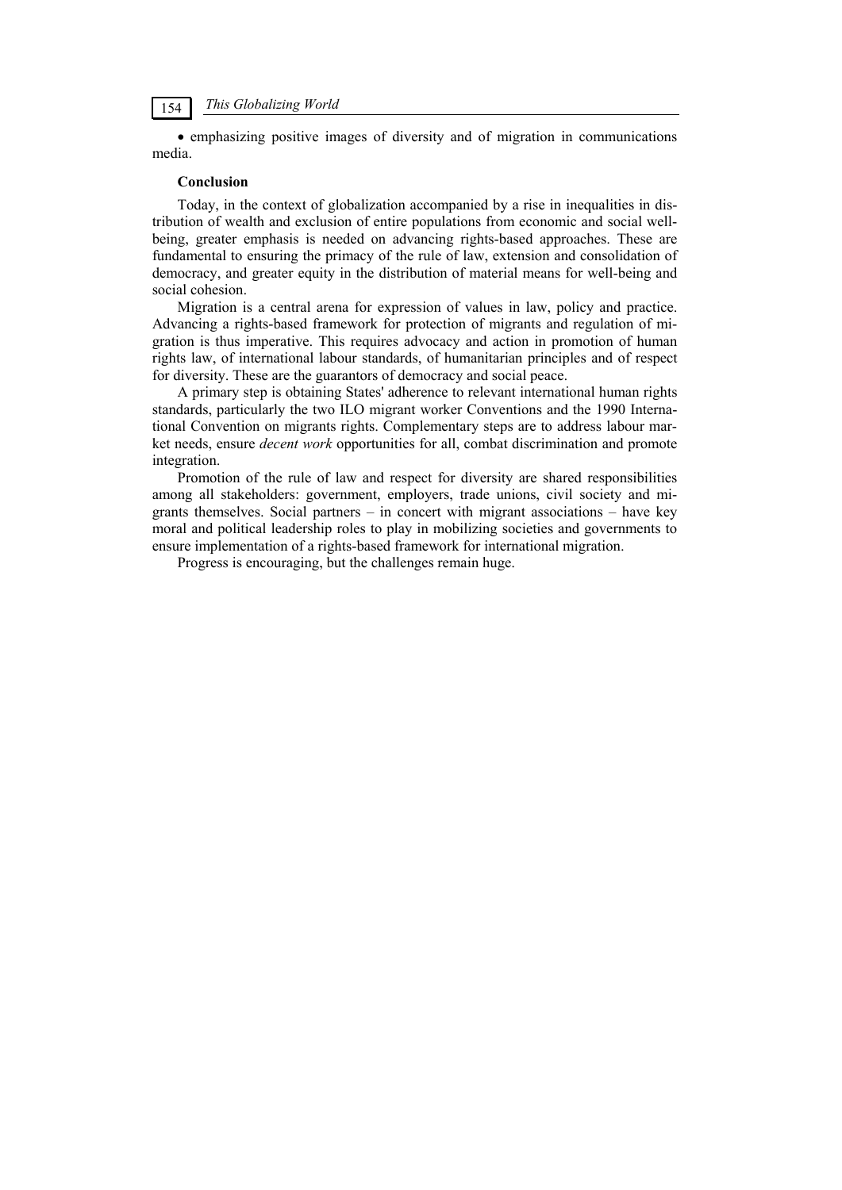- emphasizing positive images of diversity and of migration in communications media.

**Conclusion**

Today, in the context of globalization accompanied by a rise in inequalities in distribution of wealth and exclusion of entire populations from economic and social well-being, greater emphasis is needed on advancing rights-based approaches. These are fundamental to ensuring the primacy of the rule of law, extension and consolidation of democracy, and greater equity in the distribution of material means for well-being and social cohesion.

Migration is a central arena for expression of values in law, policy and practice. Advancing a rights-based framework for protection of migrants and regulation of migration is thus imperative. This requires advocacy and action in promotion of human rights law, of international labour standards, of humanitarian principles and of respect for diversity. These are the guarantors of democracy and social peace.

A primary step is obtaining States' adherence to relevant international human rights standards, particularly the two ILO migrant worker Conventions and the 1990 International Convention on migrants rights. Complementary steps are to address labour market needs, ensure *decent work* opportunities for all, combat discrimination and promote integration.

Promotion of the rule of law and respect for diversity are shared responsibilities among all stakeholders: government, employers, trade unions, civil society and migrants themselves. Social partners – in concert with migrant associations – have key moral and political leadership roles to play in mobilizing societies and governments to ensure implementation of a rights-based framework for international migration.

Progress is encouraging, but the challenges remain huge.